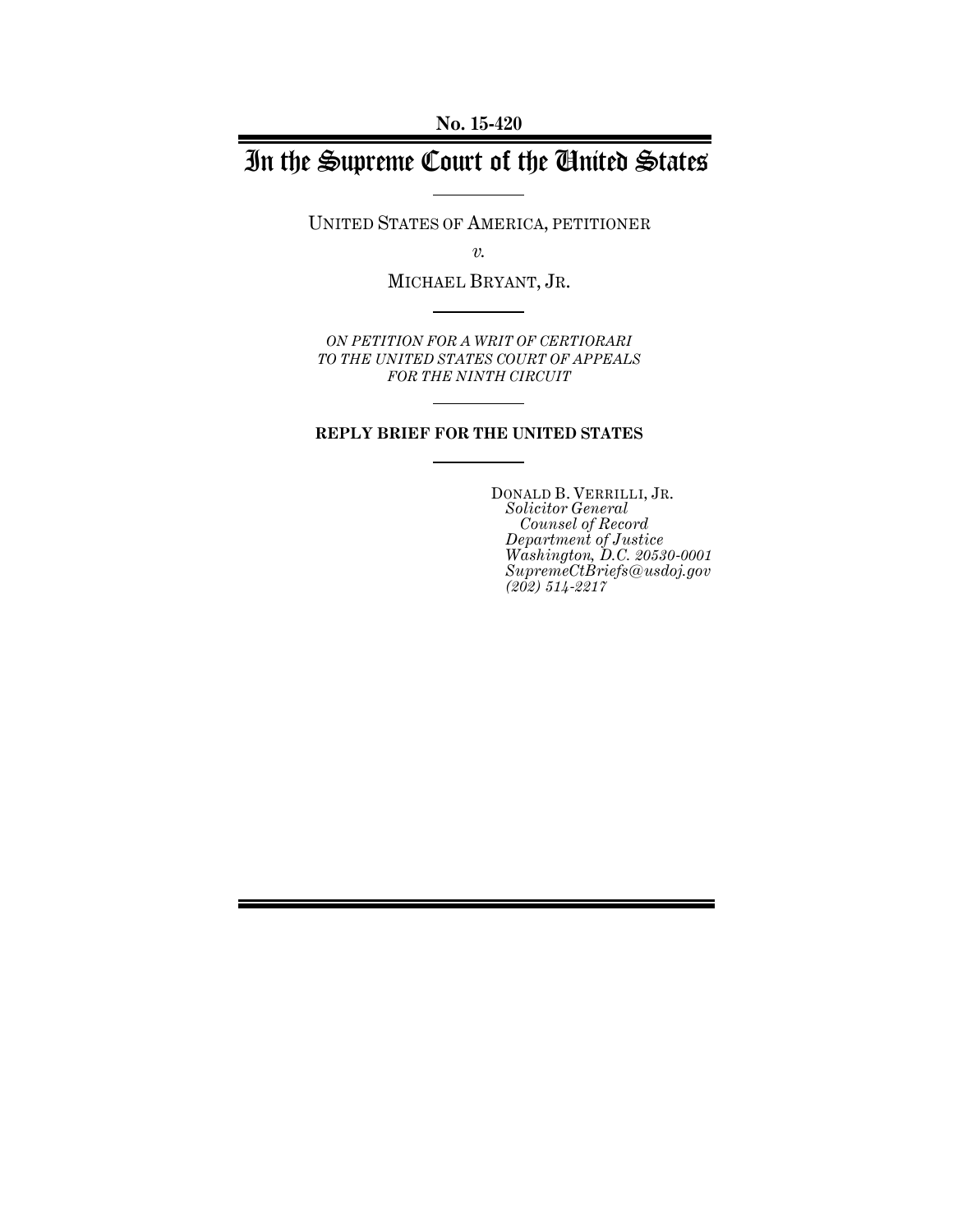**No. 15-420**

# In the Supreme Court of the United States

UNITED STATES OF AMERICA, PETITIONER

*v.*

MICHAEL BRYANT, JR.

*ON PETITION FOR A WRIT OF CERTIORARI TO THE UNITED STATES COURT OF APPEALS FOR THE NINTH CIRCUIT*

**REPLY BRIEF FOR THE UNITED STATES**

DONALD B. VERRILLI, JR.
*Solicitor General*
*Counsel of Record*
*Department of Justice*
*Washington, D.C. 20530-0001*
*SupremeCtBriefs@usdoj.gov*
*(202) 514-2217*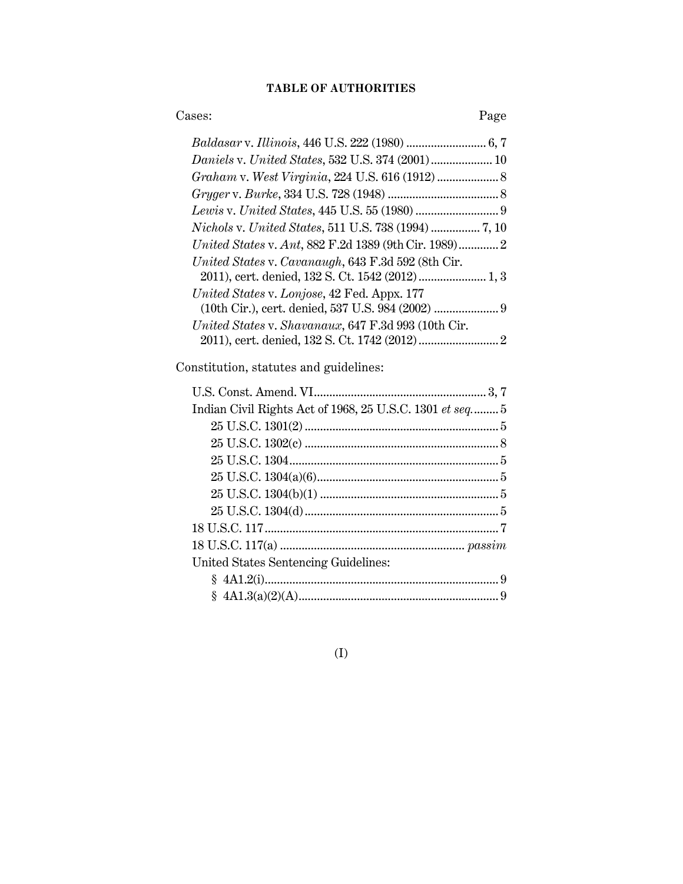**TABLE OF AUTHORITIES**

Cases: Page

*Baldasar* v. *Illinois*, 446 U.S. 222 (1980) .......................... 6, 7

*Daniels* v. *United States*, 532 U.S. 374 (2001) .................... 10

*Graham* v. *West Virginia*, 224 U.S. 616 (1912) .................... 8

*Gryger* v. *Burke*, 334 U.S. 728 (1948) .................................... 8

*Lewis* v. *United States*, 445 U.S. 55 (1980) ........................... 9

*Nichols* v. *United States*, 511 U.S. 738 (1994) ................ 7, 10

*United States* v. *Ant*, 882 F.2d 1389 (9th Cir. 1989) ............. 2

*United States* v. *Cavanaugh*, 643 F.3d 592 (8th Cir. 2011), cert. denied, 132 S. Ct. 1542 (2012) ...................... 1, 3

*United States* v. *Lonjose*, 42 Fed. Appx. 177 (10th Cir.), cert. denied, 537 U.S. 984 (2002) ..................... 9

*United States* v. *Shavanaux*, 647 F.3d 993 (10th Cir. 2011), cert. denied, 132 S. Ct. 1742 (2012) .......................... 2

Constitution, statutes and guidelines:

U.S. Const. Amend. VI ........................................................ 3, 7

Indian Civil Rights Act of 1968, 25 U.S.C. 1301 *et seq.* ........ 5

- 25 U.S.C. 1301(2) ............................................................... 5
- 25 U.S.C. 1302(c) ............................................................... 8
- 25 U.S.C. 1304 .................................................................... 5
- 25 U.S.C. 1304(a)(6) ........................................................... 5
- 25 U.S.C. 1304(b)(1) .......................................................... 5
- 25 U.S.C. 1304(d) ............................................................... 5

18 U.S.C. 117 ............................................................................ 7

18 U.S.C. 117(a) ........................................................... *passim*

United States Sentencing Guidelines:

- § 4A1.2(i) ............................................................................ 9
- § 4A1.3(a)(2)(A) ................................................................. 9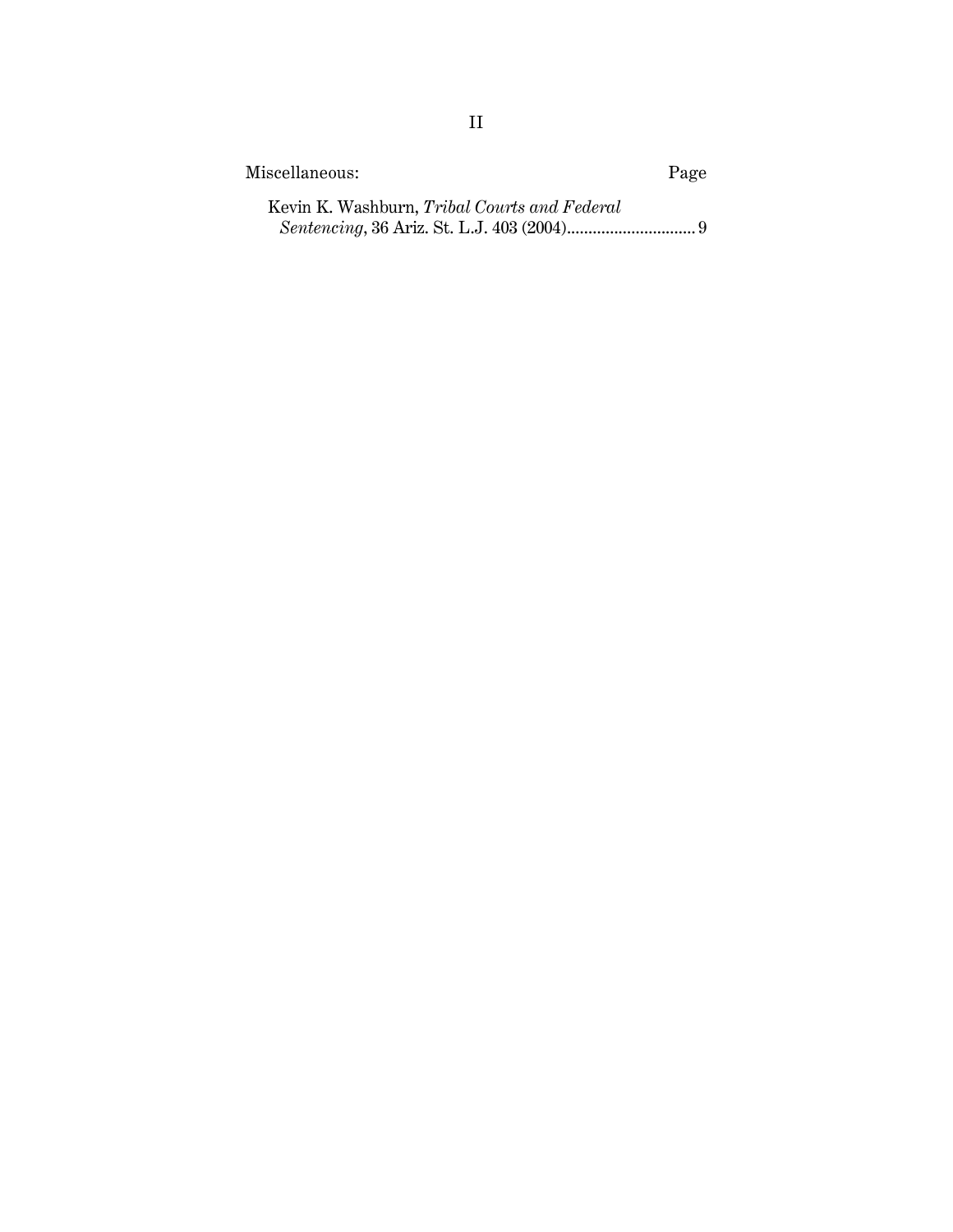Miscellaneous: Page

Kevin K. Washburn, *Tribal Courts and Federal Sentencing*, 36 Ariz. St. L.J. 403 (2004).............................. 9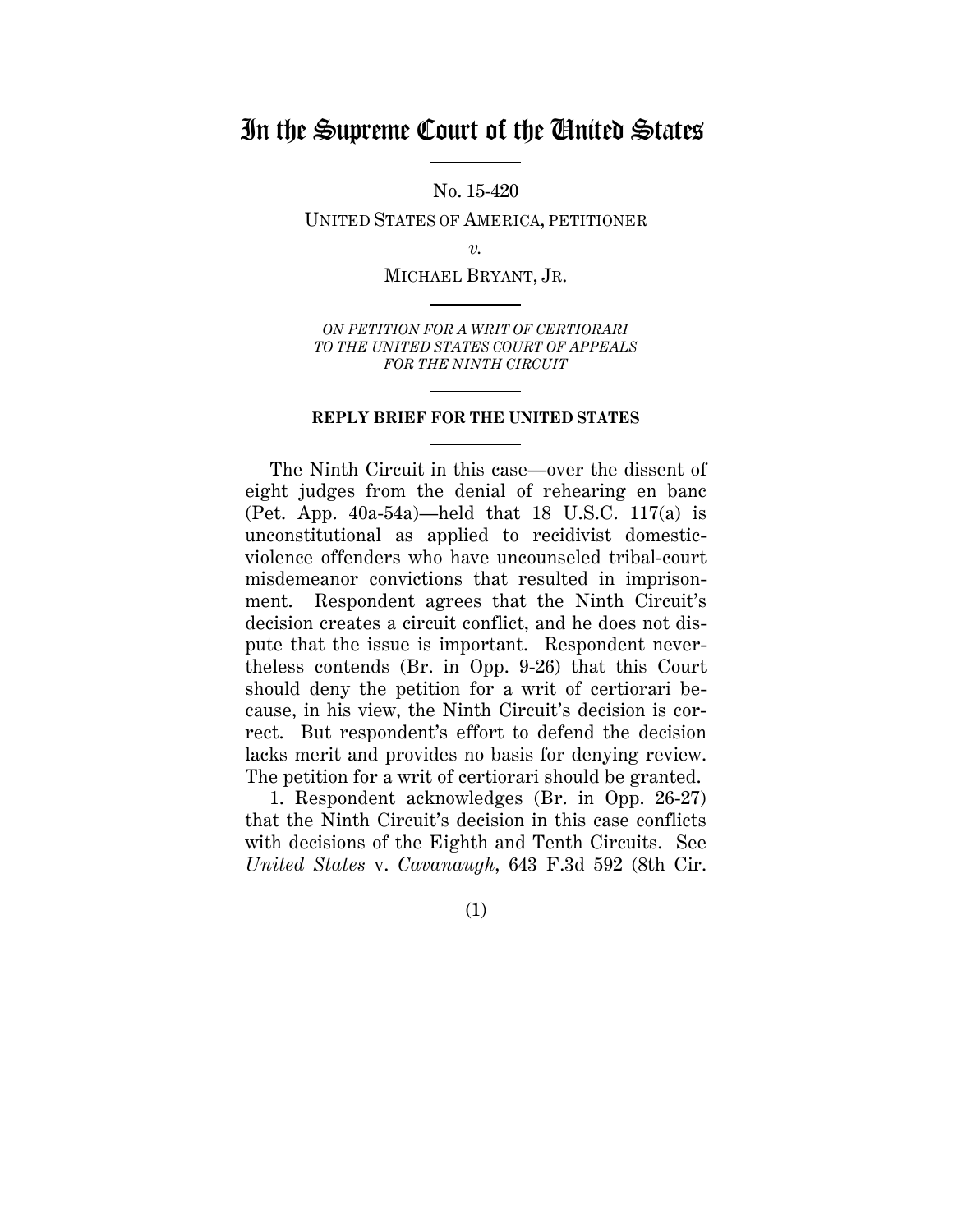# In the Supreme Court of the United States

No. 15-420

UNITED STATES OF AMERICA, PETITIONER

*v.*

MICHAEL BRYANT, JR.

*ON PETITION FOR A WRIT OF CERTIORARI TO THE UNITED STATES COURT OF APPEALS FOR THE NINTH CIRCUIT*

**REPLY BRIEF FOR THE UNITED STATES**

The Ninth Circuit in this case—over the dissent of eight judges from the denial of rehearing en banc (Pet. App. 40a-54a)—held that 18 U.S.C. 117(a) is unconstitutional as applied to recidivist domestic-violence offenders who have uncounseled tribal-court misdemeanor convictions that resulted in imprisonment. Respondent agrees that the Ninth Circuit's decision creates a circuit conflict, and he does not dispute that the issue is important. Respondent nevertheless contends (Br. in Opp. 9-26) that this Court should deny the petition for a writ of certiorari because, in his view, the Ninth Circuit's decision is correct. But respondent's effort to defend the decision lacks merit and provides no basis for denying review. The petition for a writ of certiorari should be granted.

1. Respondent acknowledges (Br. in Opp. 26-27) that the Ninth Circuit's decision in this case conflicts with decisions of the Eighth and Tenth Circuits. See *United States* v. *Cavanaugh*, 643 F.3d 592 (8th Cir.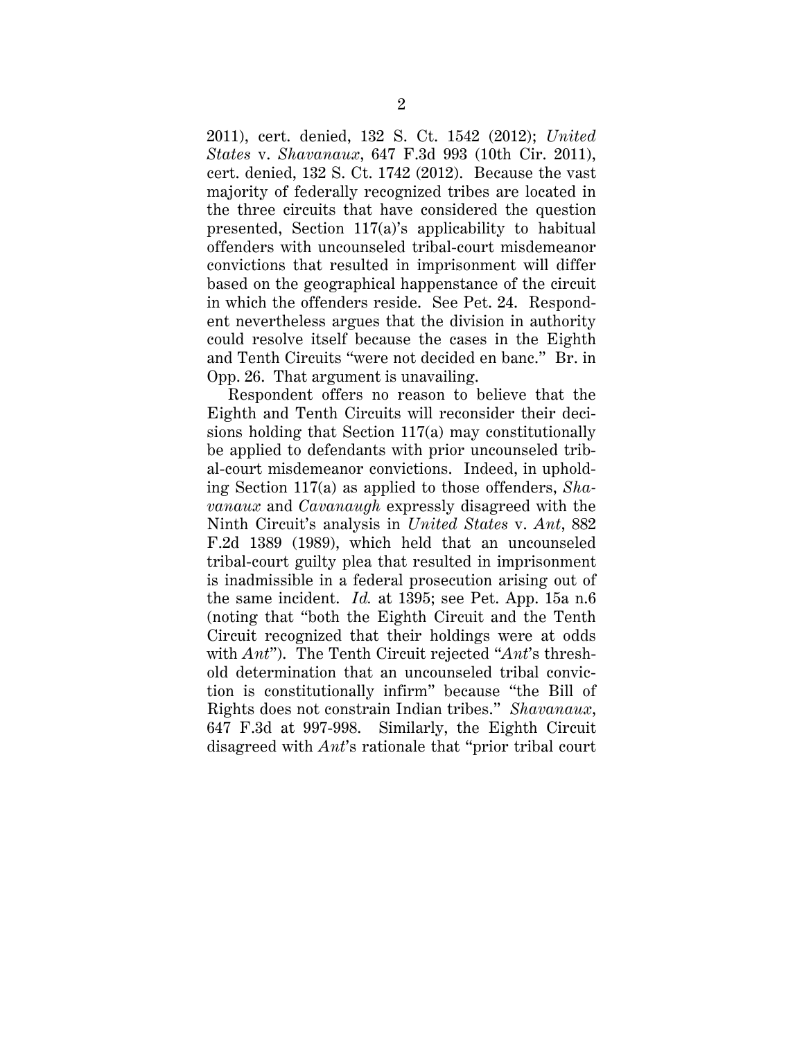2011), cert. denied, 132 S. Ct. 1542 (2012); *United States* v. *Shavanaux*, 647 F.3d 993 (10th Cir. 2011), cert. denied, 132 S. Ct. 1742 (2012). Because the vast majority of federally recognized tribes are located in the three circuits that have considered the question presented, Section 117(a)'s applicability to habitual offenders with uncounseled tribal-court misdemeanor convictions that resulted in imprisonment will differ based on the geographical happenstance of the circuit in which the offenders reside. See Pet. 24. Respondent nevertheless argues that the division in authority could resolve itself because the cases in the Eighth and Tenth Circuits "were not decided en banc." Br. in Opp. 26. That argument is unavailing.

Respondent offers no reason to believe that the Eighth and Tenth Circuits will reconsider their decisions holding that Section 117(a) may constitutionally be applied to defendants with prior uncounseled tribal-court misdemeanor convictions. Indeed, in upholding Section 117(a) as applied to those offenders, *Shavanaux* and *Cavanaugh* expressly disagreed with the Ninth Circuit's analysis in *United States* v. *Ant*, 882 F.2d 1389 (1989), which held that an uncounseled tribal-court guilty plea that resulted in imprisonment is inadmissible in a federal prosecution arising out of the same incident. *Id.* at 1395; see Pet. App. 15a n.6 (noting that "both the Eighth Circuit and the Tenth Circuit recognized that their holdings were at odds with *Ant*"). The Tenth Circuit rejected "*Ant*'s threshold determination that an uncounseled tribal conviction is constitutionally infirm" because "the Bill of Rights does not constrain Indian tribes." *Shavanaux*, 647 F.3d at 997-998. Similarly, the Eighth Circuit disagreed with *Ant*'s rationale that "prior tribal court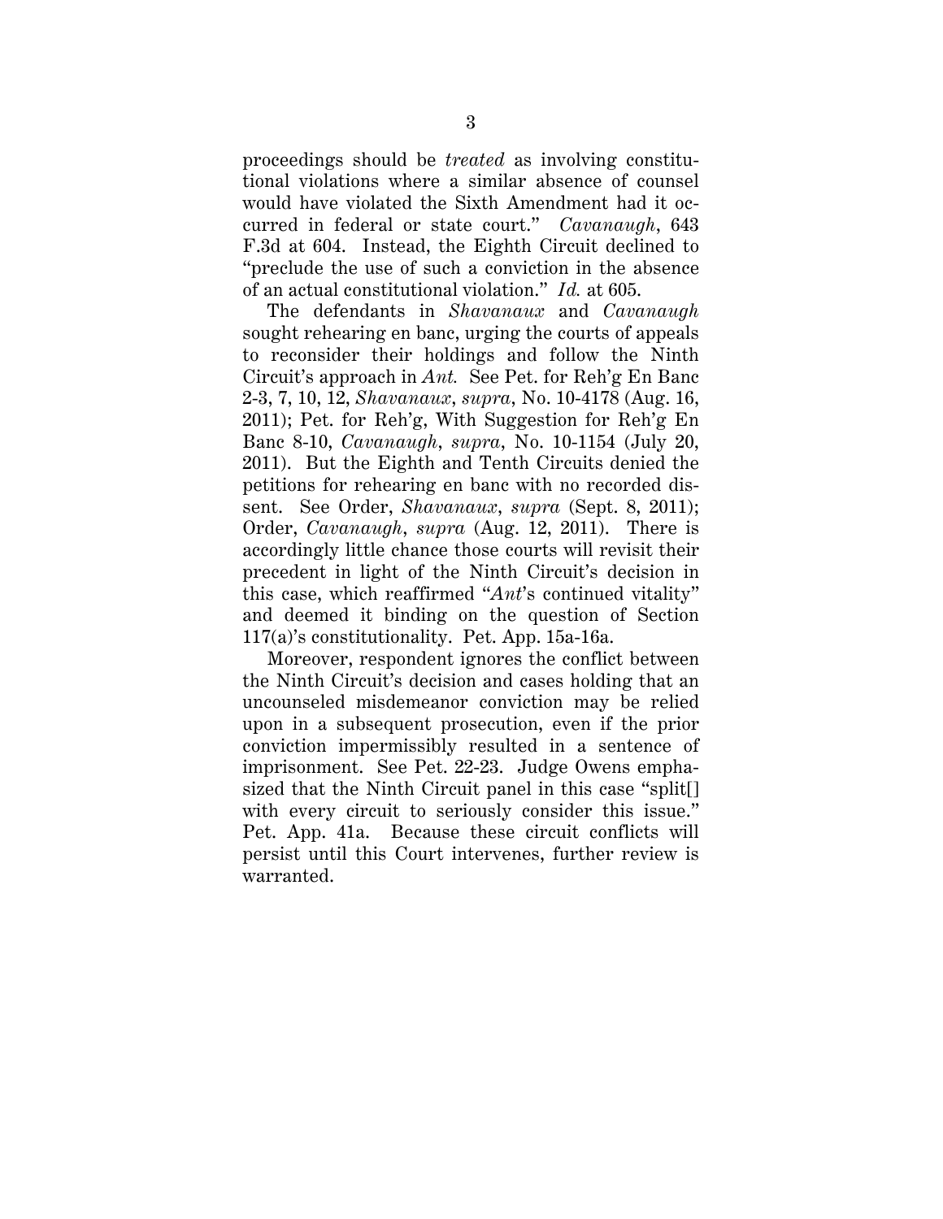proceedings should be *treated* as involving constitutional violations where a similar absence of counsel would have violated the Sixth Amendment had it occurred in federal or state court." *Cavanaugh*, 643 F.3d at 604. Instead, the Eighth Circuit declined to "preclude the use of such a conviction in the absence of an actual constitutional violation." *Id.* at 605.

The defendants in *Shavanaux* and *Cavanaugh* sought rehearing en banc, urging the courts of appeals to reconsider their holdings and follow the Ninth Circuit's approach in *Ant.* See Pet. for Reh'g En Banc 2-3, 7, 10, 12, *Shavanaux*, *supra*, No. 10-4178 (Aug. 16, 2011); Pet. for Reh'g, With Suggestion for Reh'g En Banc 8-10, *Cavanaugh*, *supra*, No. 10-1154 (July 20, 2011). But the Eighth and Tenth Circuits denied the petitions for rehearing en banc with no recorded dissent. See Order, *Shavanaux*, *supra* (Sept. 8, 2011); Order, *Cavanaugh*, *supra* (Aug. 12, 2011). There is accordingly little chance those courts will revisit their precedent in light of the Ninth Circuit's decision in this case, which reaffirmed "*Ant*'s continued vitality" and deemed it binding on the question of Section 117(a)'s constitutionality. Pet. App. 15a-16a.

Moreover, respondent ignores the conflict between the Ninth Circuit's decision and cases holding that an uncounseled misdemeanor conviction may be relied upon in a subsequent prosecution, even if the prior conviction impermissibly resulted in a sentence of imprisonment. See Pet. 22-23. Judge Owens emphasized that the Ninth Circuit panel in this case "split[] with every circuit to seriously consider this issue." Pet. App. 41a. Because these circuit conflicts will persist until this Court intervenes, further review is warranted.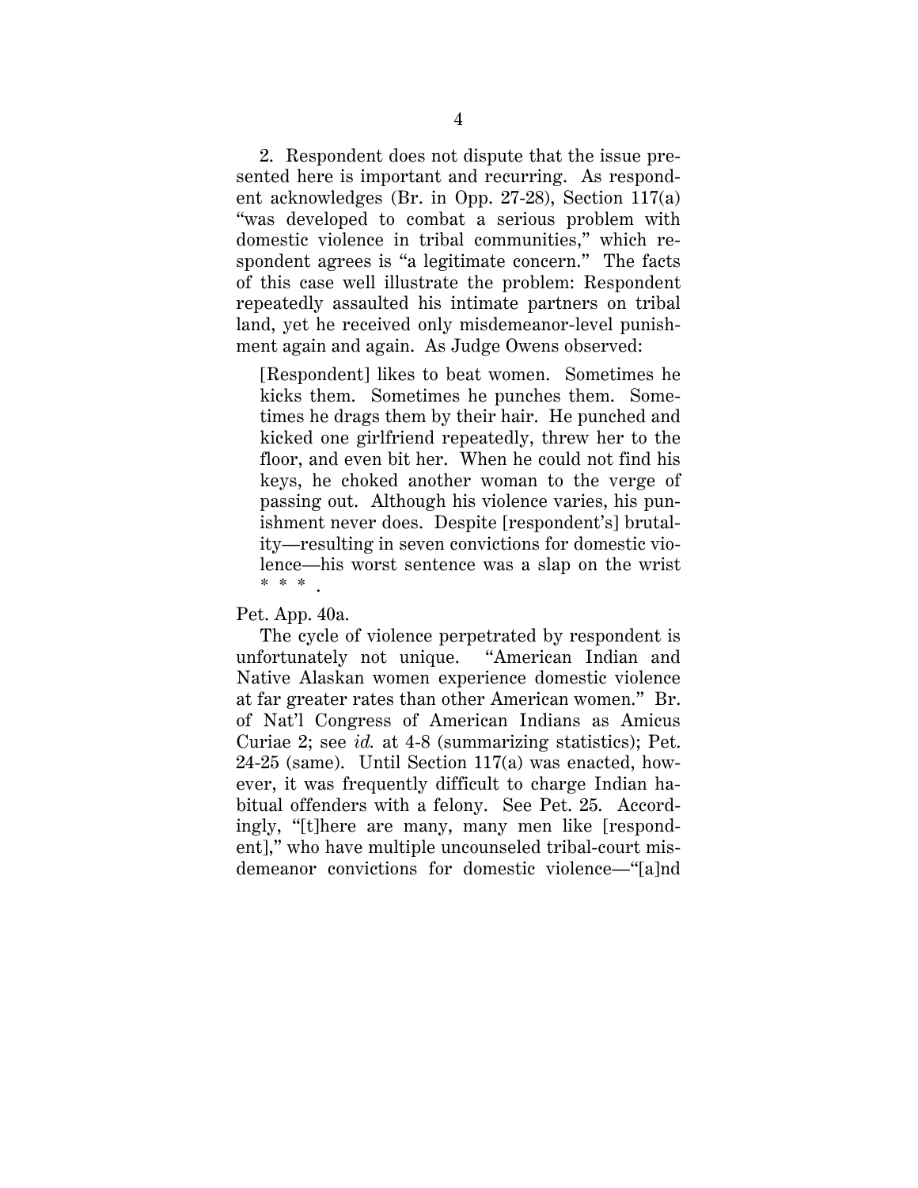2. Respondent does not dispute that the issue presented here is important and recurring. As respondent acknowledges (Br. in Opp. 27-28), Section 117(a) "was developed to combat a serious problem with domestic violence in tribal communities," which respondent agrees is "a legitimate concern." The facts of this case well illustrate the problem: Respondent repeatedly assaulted his intimate partners on tribal land, yet he received only misdemeanor-level punishment again and again. As Judge Owens observed:

> [Respondent] likes to beat women. Sometimes he kicks them. Sometimes he punches them. Sometimes he drags them by their hair. He punched and kicked one girlfriend repeatedly, threw her to the floor, and even bit her. When he could not find his keys, he choked another woman to the verge of passing out. Although his violence varies, his punishment never does. Despite [respondent's] brutality—resulting in seven convictions for domestic violence—his worst sentence was a slap on the wrist * * * .

Pet. App. 40a.

The cycle of violence perpetrated by respondent is unfortunately not unique. "American Indian and Native Alaskan women experience domestic violence at far greater rates than other American women." Br. of Nat'l Congress of American Indians as Amicus Curiae 2; see *id.* at 4-8 (summarizing statistics); Pet. 24-25 (same). Until Section 117(a) was enacted, however, it was frequently difficult to charge Indian habitual offenders with a felony. See Pet. 25. Accordingly, "[t]here are many, many men like [respondent]," who have multiple uncounseled tribal-court misdemeanor convictions for domestic violence—"[a]nd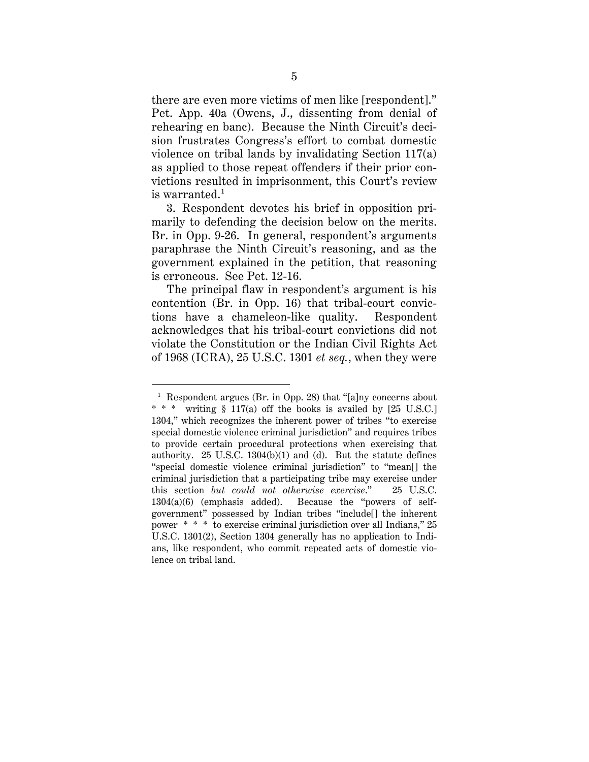there are even more victims of men like [respondent]." Pet. App. 40a (Owens, J., dissenting from denial of rehearing en banc). Because the Ninth Circuit's decision frustrates Congress's effort to combat domestic violence on tribal lands by invalidating Section 117(a) as applied to those repeat offenders if their prior convictions resulted in imprisonment, this Court's review is warranted.[1]

3. Respondent devotes his brief in opposition primarily to defending the decision below on the merits. Br. in Opp. 9-26. In general, respondent's arguments paraphrase the Ninth Circuit's reasoning, and as the government explained in the petition, that reasoning is erroneous. See Pet. 12-16.

The principal flaw in respondent's argument is his contention (Br. in Opp. 16) that tribal-court convictions have a chameleon-like quality. Respondent acknowledges that his tribal-court convictions did not violate the Constitution or the Indian Civil Rights Act of 1968 (ICRA), 25 U.S.C. 1301 *et seq.*, when they were

---

[1] Respondent argues (Br. in Opp. 28) that "[a]ny concerns about * * * writing § 117(a) off the books is availed by [25 U.S.C.] 1304," which recognizes the inherent power of tribes "to exercise special domestic violence criminal jurisdiction" and requires tribes to provide certain procedural protections when exercising that authority. 25 U.S.C. 1304(b)(1) and (d). But the statute defines "special domestic violence criminal jurisdiction" to "mean[] the criminal jurisdiction that a participating tribe may exercise under this section *but could not otherwise exercise*." 25 U.S.C. 1304(a)(6) (emphasis added). Because the "powers of self-government" possessed by Indian tribes "include[] the inherent power * * * to exercise criminal jurisdiction over all Indians," 25 U.S.C. 1301(2), Section 1304 generally has no application to Indians, like respondent, who commit repeated acts of domestic violence on tribal land.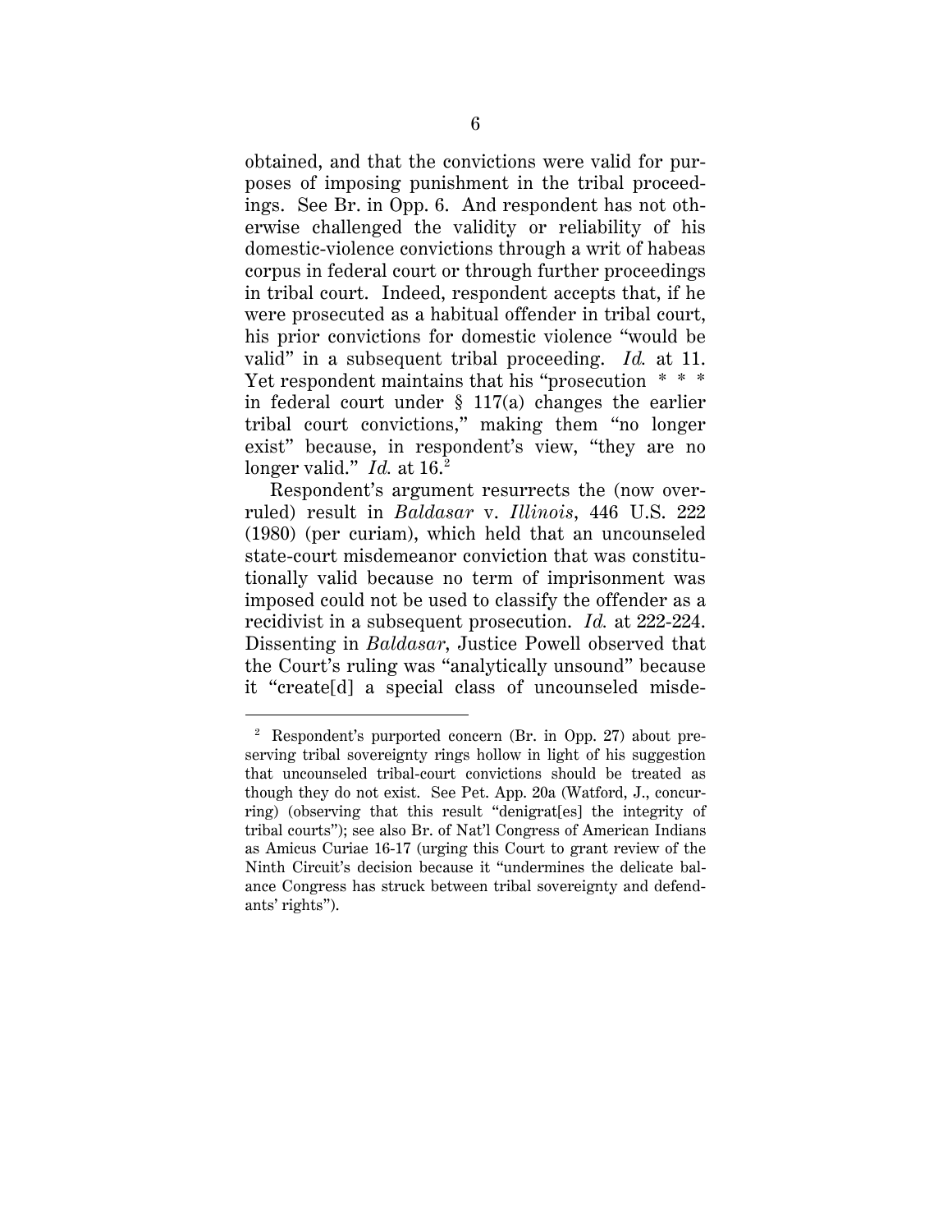obtained, and that the convictions were valid for purposes of imposing punishment in the tribal proceedings. See Br. in Opp. 6. And respondent has not otherwise challenged the validity or reliability of his domestic-violence convictions through a writ of habeas corpus in federal court or through further proceedings in tribal court. Indeed, respondent accepts that, if he were prosecuted as a habitual offender in tribal court, his prior convictions for domestic violence "would be valid" in a subsequent tribal proceeding. *Id.* at 11. Yet respondent maintains that his "prosecution * * * in federal court under § 117(a) changes the earlier tribal court convictions," making them "no longer exist" because, in respondent's view, "they are no longer valid." *Id.* at 16.[2]

Respondent's argument resurrects the (now overruled) result in *Baldasar* v. *Illinois*, 446 U.S. 222 (1980) (per curiam), which held that an uncounseled state-court misdemeanor conviction that was constitutionally valid because no term of imprisonment was imposed could not be used to classify the offender as a recidivist in a subsequent prosecution. *Id.* at 222-224. Dissenting in *Baldasar*, Justice Powell observed that the Court's ruling was "analytically unsound" because it "create[d] a special class of uncounseled misde-

---

[2] Respondent's purported concern (Br. in Opp. 27) about preserving tribal sovereignty rings hollow in light of his suggestion that uncounseled tribal-court convictions should be treated as though they do not exist. See Pet. App. 20a (Watford, J., concurring) (observing that this result "denigrat[es] the integrity of tribal courts"); see also Br. of Nat'l Congress of American Indians as Amicus Curiae 16-17 (urging this Court to grant review of the Ninth Circuit's decision because it "undermines the delicate balance Congress has struck between tribal sovereignty and defendants' rights").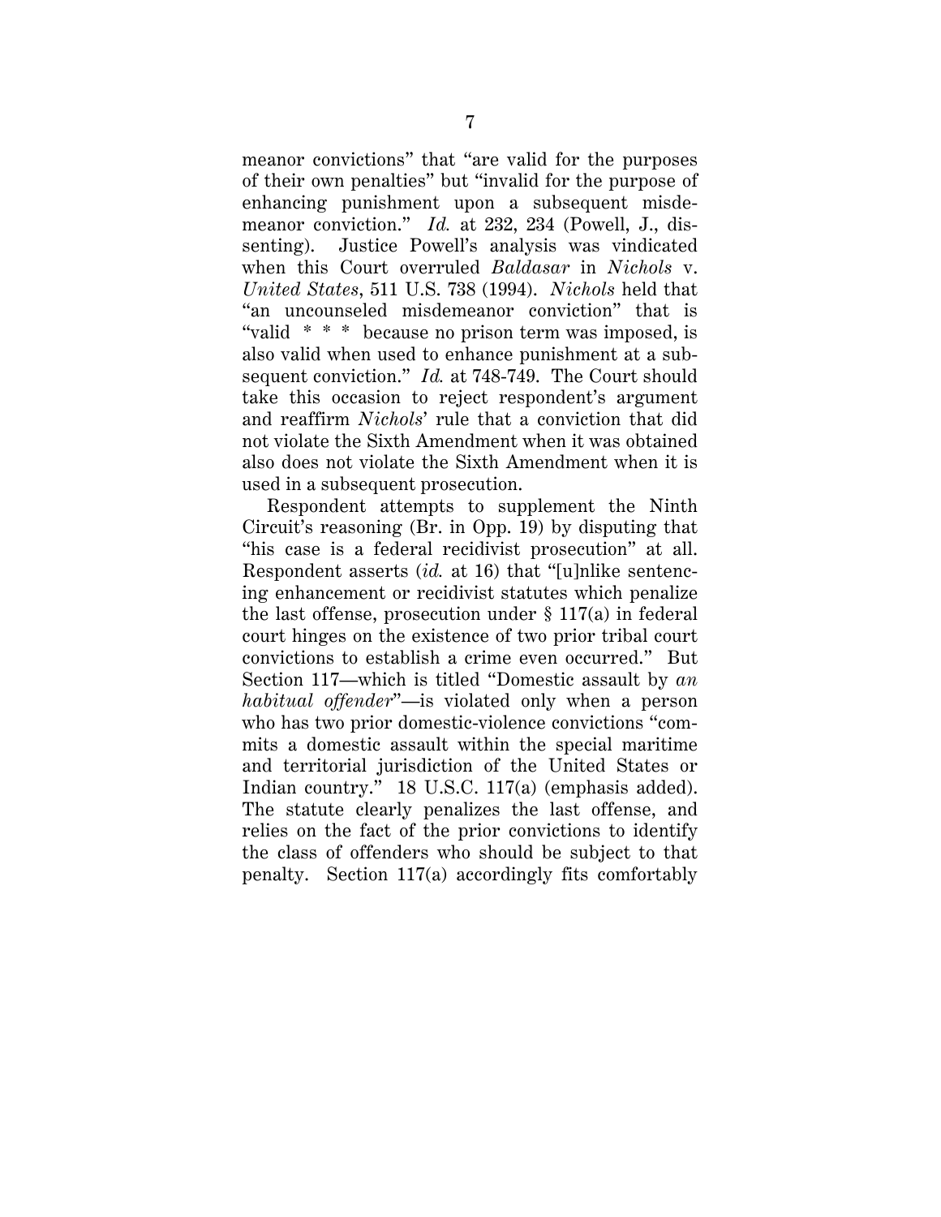meanor convictions" that "are valid for the purposes of their own penalties" but "invalid for the purpose of enhancing punishment upon a subsequent misdemeanor conviction." *Id.* at 232, 234 (Powell, J., dissenting). Justice Powell's analysis was vindicated when this Court overruled *Baldasar* in *Nichols* v. *United States*, 511 U.S. 738 (1994). *Nichols* held that "an uncounseled misdemeanor conviction" that is "valid * * * because no prison term was imposed, is also valid when used to enhance punishment at a subsequent conviction." *Id.* at 748-749. The Court should take this occasion to reject respondent's argument and reaffirm *Nichols*' rule that a conviction that did not violate the Sixth Amendment when it was obtained also does not violate the Sixth Amendment when it is used in a subsequent prosecution.

Respondent attempts to supplement the Ninth Circuit's reasoning (Br. in Opp. 19) by disputing that "his case is a federal recidivist prosecution" at all. Respondent asserts (*id.* at 16) that "[u]nlike sentencing enhancement or recidivist statutes which penalize the last offense, prosecution under § 117(a) in federal court hinges on the existence of two prior tribal court convictions to establish a crime even occurred." But Section 117—which is titled "Domestic assault by *an habitual offender*"—is violated only when a person who has two prior domestic-violence convictions "commits a domestic assault within the special maritime and territorial jurisdiction of the United States or Indian country." 18 U.S.C. 117(a) (emphasis added). The statute clearly penalizes the last offense, and relies on the fact of the prior convictions to identify the class of offenders who should be subject to that penalty. Section 117(a) accordingly fits comfortably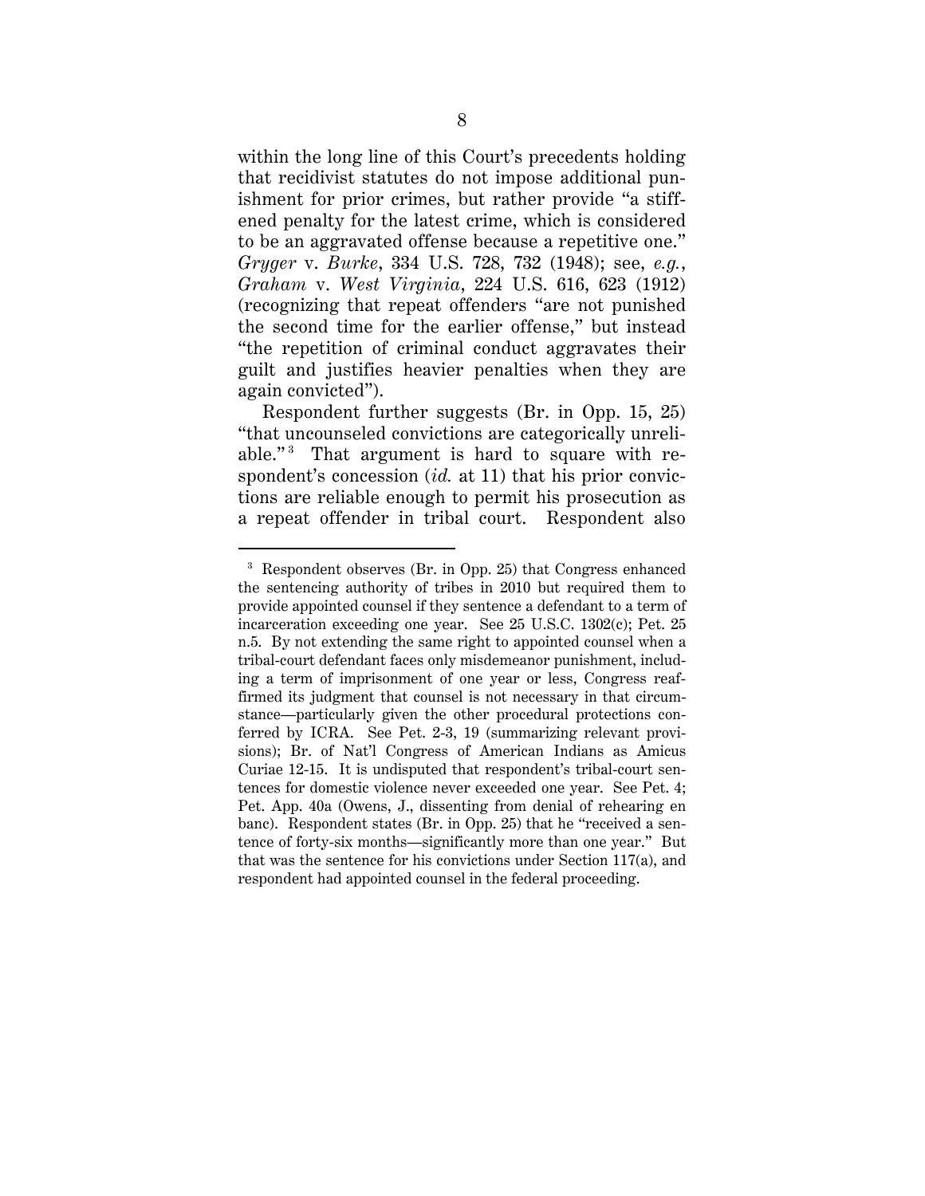within the long line of this Court's precedents holding that recidivist statutes do not impose additional punishment for prior crimes, but rather provide "a stiffened penalty for the latest crime, which is considered to be an aggravated offense because a repetitive one." *Gryger* v. *Burke*, 334 U.S. 728, 732 (1948); see, *e.g.*, *Graham* v. *West Virginia*, 224 U.S. 616, 623 (1912) (recognizing that repeat offenders "are not punished the second time for the earlier offense," but instead "the repetition of criminal conduct aggravates their guilt and justifies heavier penalties when they are again convicted").

Respondent further suggests (Br. in Opp. 15, 25) "that uncounseled convictions are categorically unreliable."[3] That argument is hard to square with respondent's concession (*id.* at 11) that his prior convictions are reliable enough to permit his prosecution as a repeat offender in tribal court. Respondent also

---

[3] Respondent observes (Br. in Opp. 25) that Congress enhanced the sentencing authority of tribes in 2010 but required them to provide appointed counsel if they sentence a defendant to a term of incarceration exceeding one year. See 25 U.S.C. 1302(c); Pet. 25 n.5. By not extending the same right to appointed counsel when a tribal-court defendant faces only misdemeanor punishment, including a term of imprisonment of one year or less, Congress reaffirmed its judgment that counsel is not necessary in that circumstance—particularly given the other procedural protections conferred by ICRA. See Pet. 2-3, 19 (summarizing relevant provisions); Br. of Nat'l Congress of American Indians as Amicus Curiae 12-15. It is undisputed that respondent's tribal-court sentences for domestic violence never exceeded one year. See Pet. 4; Pet. App. 40a (Owens, J., dissenting from denial of rehearing en banc). Respondent states (Br. in Opp. 25) that he "received a sentence of forty-six months—significantly more than one year." But that was the sentence for his convictions under Section 117(a), and respondent had appointed counsel in the federal proceeding.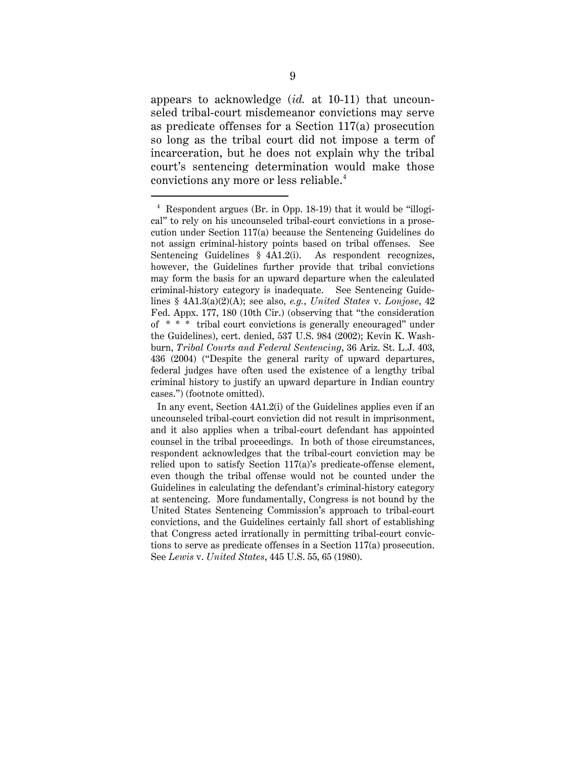appears to acknowledge (*id.* at 10-11) that uncounseled tribal-court misdemeanor convictions may serve as predicate offenses for a Section 117(a) prosecution so long as the tribal court did not impose a term of incarceration, but he does not explain why the tribal court's sentencing determination would make those convictions any more or less reliable.[4]

---

[4] Respondent argues (Br. in Opp. 18-19) that it would be "illogical" to rely on his uncounseled tribal-court convictions in a prosecution under Section 117(a) because the Sentencing Guidelines do not assign criminal-history points based on tribal offenses. See Sentencing Guidelines § 4A1.2(i). As respondent recognizes, however, the Guidelines further provide that tribal convictions may form the basis for an upward departure when the calculated criminal-history category is inadequate. See Sentencing Guidelines § 4A1.3(a)(2)(A); see also, *e.g.*, *United States* v. *Lonjose*, 42 Fed. Appx. 177, 180 (10th Cir.) (observing that "the consideration of * * * tribal court convictions is generally encouraged" under the Guidelines), cert. denied, 537 U.S. 984 (2002); Kevin K. Washburn, *Tribal Courts and Federal Sentencing*, 36 Ariz. St. L.J. 403, 436 (2004) ("Despite the general rarity of upward departures, federal judges have often used the existence of a lengthy tribal criminal history to justify an upward departure in Indian country cases.") (footnote omitted).

In any event, Section 4A1.2(i) of the Guidelines applies even if an uncounseled tribal-court conviction did not result in imprisonment, and it also applies when a tribal-court defendant has appointed counsel in the tribal proceedings. In both of those circumstances, respondent acknowledges that the tribal-court conviction may be relied upon to satisfy Section 117(a)'s predicate-offense element, even though the tribal offense would not be counted under the Guidelines in calculating the defendant's criminal-history category at sentencing. More fundamentally, Congress is not bound by the United States Sentencing Commission's approach to tribal-court convictions, and the Guidelines certainly fall short of establishing that Congress acted irrationally in permitting tribal-court convictions to serve as predicate offenses in a Section 117(a) prosecution. See *Lewis* v. *United States*, 445 U.S. 55, 65 (1980).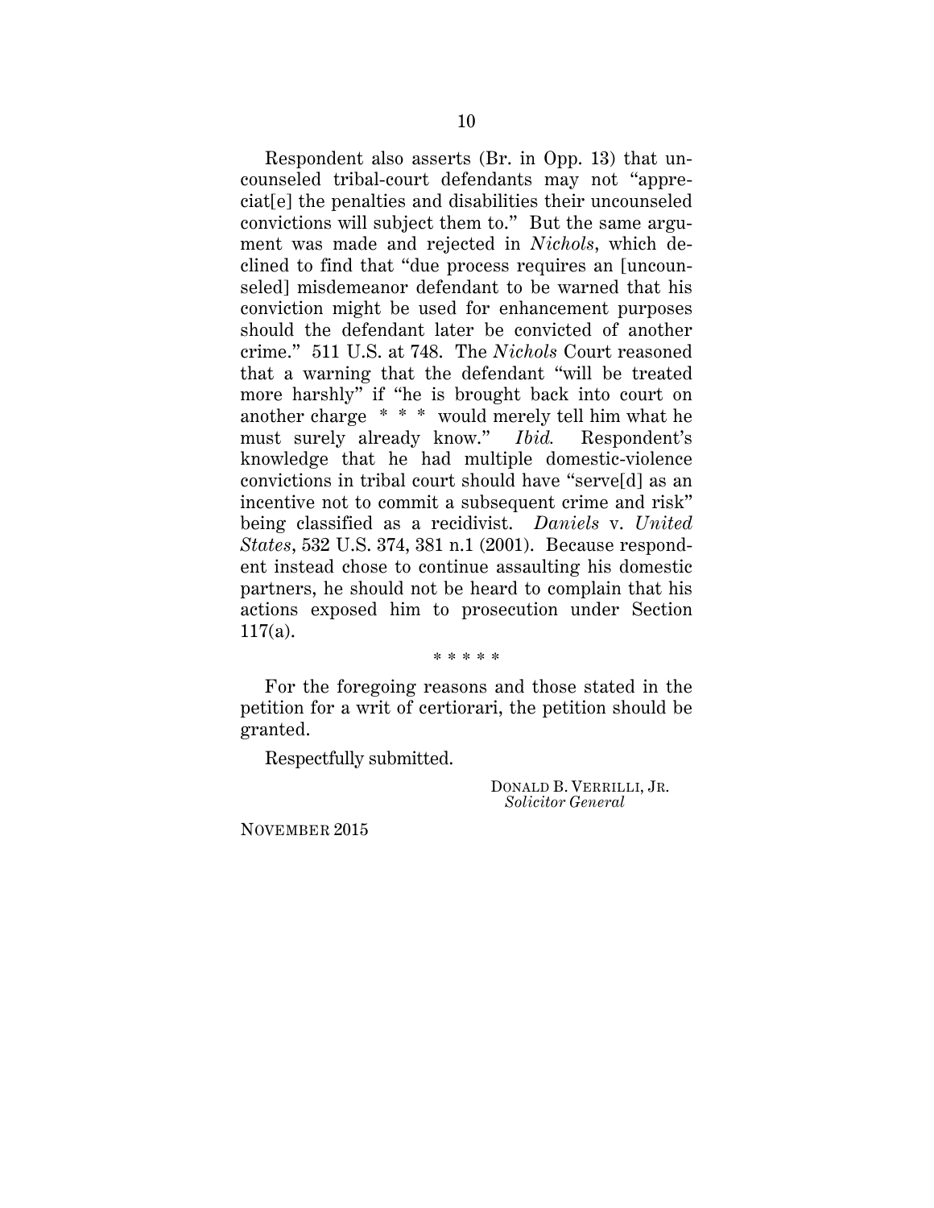Respondent also asserts (Br. in Opp. 13) that uncounseled tribal-court defendants may not "appreciat[e] the penalties and disabilities their uncounseled convictions will subject them to." But the same argument was made and rejected in *Nichols*, which declined to find that "due process requires an [uncounseled] misdemeanor defendant to be warned that his conviction might be used for enhancement purposes should the defendant later be convicted of another crime." 511 U.S. at 748. The *Nichols* Court reasoned that a warning that the defendant "will be treated more harshly" if "he is brought back into court on another charge * * * would merely tell him what he must surely already know." *Ibid.* Respondent's knowledge that he had multiple domestic-violence convictions in tribal court should have "serve[d] as an incentive not to commit a subsequent crime and risk" being classified as a recidivist. *Daniels* v. *United States*, 532 U.S. 374, 381 n.1 (2001). Because respondent instead chose to continue assaulting his domestic partners, he should not be heard to complain that his actions exposed him to prosecution under Section 117(a).

\* \* \* \* \*

For the foregoing reasons and those stated in the petition for a writ of certiorari, the petition should be granted.

Respectfully submitted.

DONALD B. VERRILLI, JR.
*Solicitor General*

NOVEMBER 2015